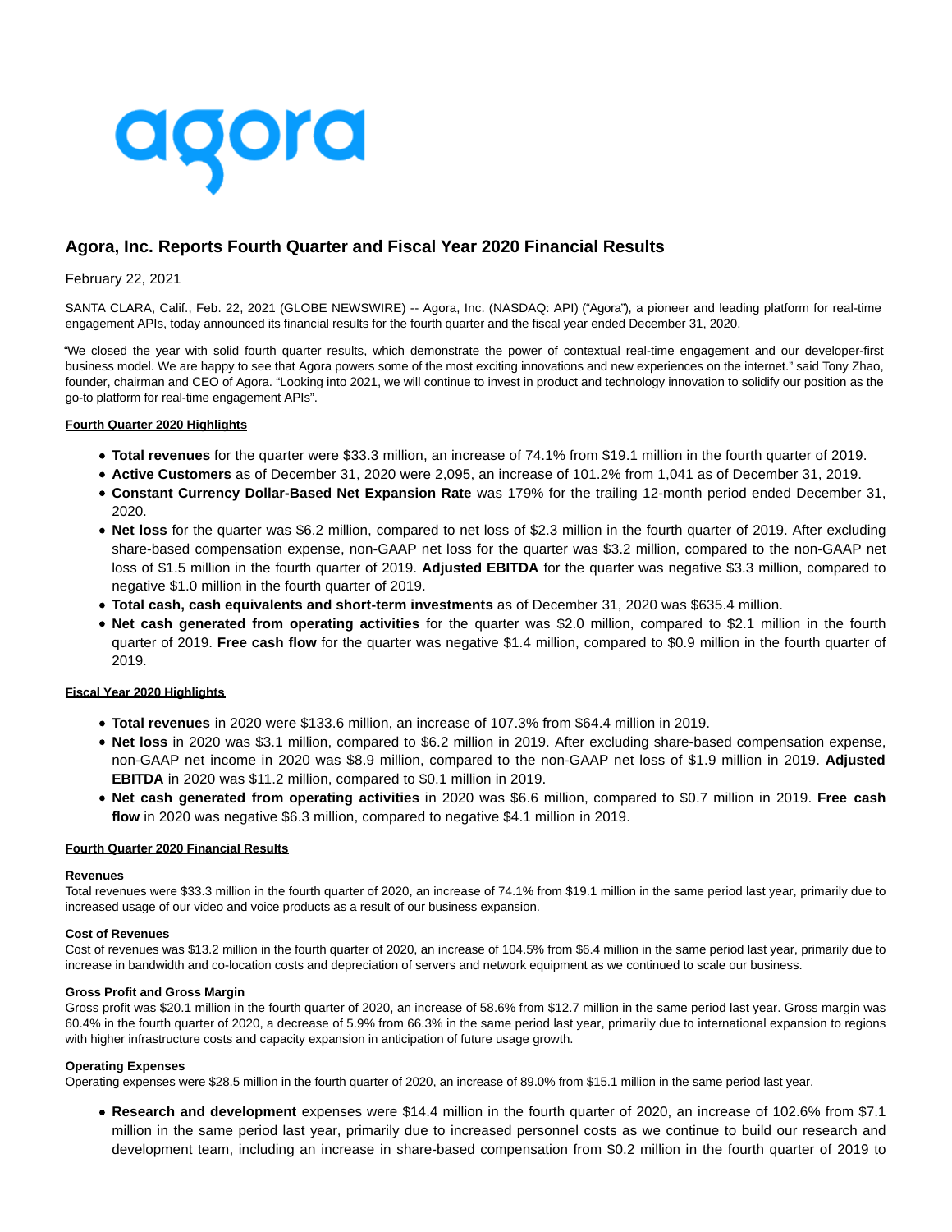agora

## Agora, Inc. Reports Fourth Quarter and Fiscal Year 2020 Financial Results

February 22, 2021

SANTA CLARA, Calif., Feb. 22, 2021 (GLOBE NEWSWIRE) -- Agora, Inc. (NASDAQ: API) ("Agora"), a pioneer and leading platform for real-time engagement APIs, today announced its financial results for the fourth quarter and the fiscal year ended December 31, 2020.

"We closed the year with solid fourth quarter results, which demonstrate the power of contextual real-time engagement and our developer-first business model. We are happy to see that Agora powers some of the most exciting innovations and new experiences on the internet." said Tony Zhao, founder, chairman and CEO of Agora. "Looking into 2021, we will continue to invest in product and technology innovation to solidify our position as the go-to platform for real-time engagement APIs".

**Fourth Quarter 2020 Highlights**

- **Total revenues** for the quarter were $33.3 million, an increase of 74.1% from $19.1 million in the fourth quarter of 2019.
- **Active Customers** as of December 31, 2020 were 2,095, an increase of 101.2% from 1,041 as of December 31, 2019.
- **Constant Currency Dollar-Based Net Expansion Rate** was 179% for the trailing 12-month period ended December 31, 2020.
- **Net loss** for the quarter was $6.2 million, compared to net loss of $2.3 million in the fourth quarter of 2019. After excluding share-based compensation expense, non-GAAP net loss for the quarter was $3.2 million, compared to the non-GAAP net loss of $1.5 million in the fourth quarter of 2019. **Adjusted EBITDA** for the quarter was negative $3.3 million, compared to negative $1.0 million in the fourth quarter of 2019.
- **Total cash, cash equivalents and short-term investments** as of December 31, 2020 was $635.4 million.
- **Net cash generated from operating activities** for the quarter was $2.0 million, compared to $2.1 million in the fourth quarter of 2019. **Free cash flow** for the quarter was negative $1.4 million, compared to $0.9 million in the fourth quarter of 2019.

**Fiscal Year 2020 Highlights**

- **Total revenues** in 2020 were $133.6 million, an increase of 107.3% from $64.4 million in 2019.
- **Net loss** in 2020 was $3.1 million, compared to $6.2 million in 2019. After excluding share-based compensation expense, non-GAAP net income in 2020 was $8.9 million, compared to the non-GAAP net loss of $1.9 million in 2019. **Adjusted EBITDA** in 2020 was $11.2 million, compared to $0.1 million in 2019.
- **Net cash generated from operating activities** in 2020 was $6.6 million, compared to $0.7 million in 2019. **Free cash flow** in 2020 was negative $6.3 million, compared to negative $4.1 million in 2019.

**Fourth Quarter 2020 Financial Results**

**Revenues**
Total revenues were $33.3 million in the fourth quarter of 2020, an increase of 74.1% from $19.1 million in the same period last year, primarily due to increased usage of our video and voice products as a result of our business expansion.

**Cost of Revenues**
Cost of revenues was $13.2 million in the fourth quarter of 2020, an increase of 104.5% from $6.4 million in the same period last year, primarily due to increase in bandwidth and co-location costs and depreciation of servers and network equipment as we continued to scale our business.

**Gross Profit and Gross Margin**
Gross profit was $20.1 million in the fourth quarter of 2020, an increase of 58.6% from $12.7 million in the same period last year. Gross margin was 60.4% in the fourth quarter of 2020, a decrease of 5.9% from 66.3% in the same period last year, primarily due to international expansion to regions with higher infrastructure costs and capacity expansion in anticipation of future usage growth.

**Operating Expenses**
Operating expenses were $28.5 million in the fourth quarter of 2020, an increase of 89.0% from $15.1 million in the same period last year.

- **Research and development** expenses were $14.4 million in the fourth quarter of 2020, an increase of 102.6% from $7.1 million in the same period last year, primarily due to increased personnel costs as we continue to build our research and development team, including an increase in share-based compensation from $0.2 million in the fourth quarter of 2019 to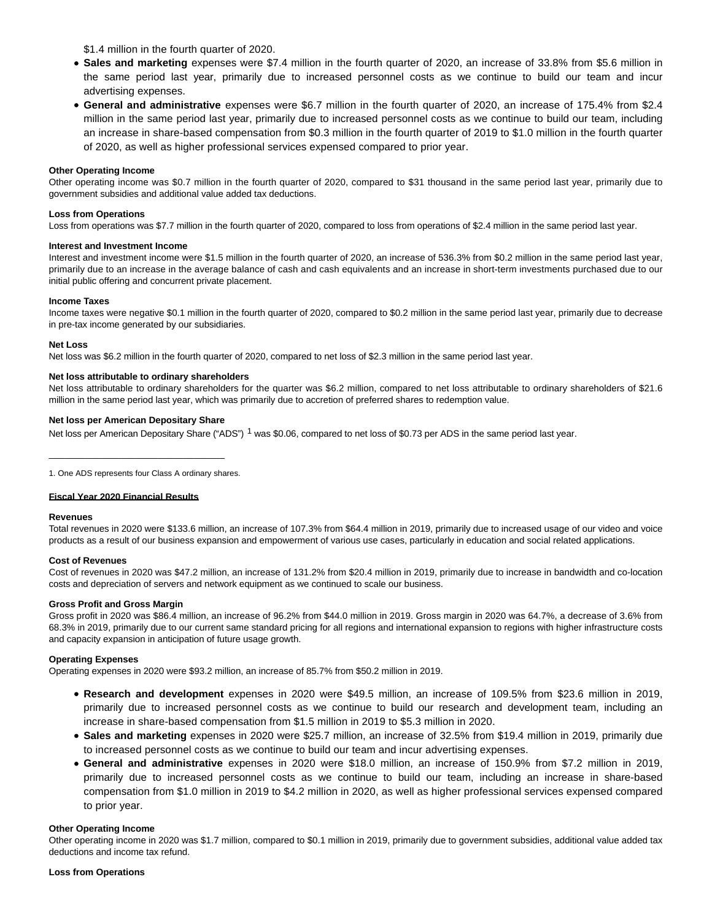$1.4 million in the fourth quarter of 2020.

- **Sales and marketing** expenses were $7.4 million in the fourth quarter of 2020, an increase of 33.8% from $5.6 million in the same period last year, primarily due to increased personnel costs as we continue to build our team and incur advertising expenses.
- **General and administrative** expenses were $6.7 million in the fourth quarter of 2020, an increase of 175.4% from $2.4 million in the same period last year, primarily due to increased personnel costs as we continue to build our team, including an increase in share-based compensation from $0.3 million in the fourth quarter of 2019 to $1.0 million in the fourth quarter of 2020, as well as higher professional services expensed compared to prior year.

**Other Operating Income**

Other operating income was $0.7 million in the fourth quarter of 2020, compared to $31 thousand in the same period last year, primarily due to government subsidies and additional value added tax deductions.

**Loss from Operations**

Loss from operations was $7.7 million in the fourth quarter of 2020, compared to loss from operations of $2.4 million in the same period last year.

**Interest and Investment Income**

Interest and investment income were $1.5 million in the fourth quarter of 2020, an increase of 536.3% from $0.2 million in the same period last year, primarily due to an increase in the average balance of cash and cash equivalents and an increase in short-term investments purchased due to our initial public offering and concurrent private placement.

**Income Taxes**

Income taxes were negative $0.1 million in the fourth quarter of 2020, compared to $0.2 million in the same period last year, primarily due to decrease in pre-tax income generated by our subsidiaries.

**Net Loss**

Net loss was $6.2 million in the fourth quarter of 2020, compared to net loss of $2.3 million in the same period last year.

**Net loss attributable to ordinary shareholders**

Net loss attributable to ordinary shareholders for the quarter was $6.2 million, compared to net loss attributable to ordinary shareholders of $21.6 million in the same period last year, which was primarily due to accretion of preferred shares to redemption value.

**Net loss per American Depositary Share**

Net loss per American Depositary Share ("ADS") [1] was $0.06, compared to net loss of $0.73 per ADS in the same period last year.

---

1. One ADS represents four Class A ordinary shares.

## Fiscal Year 2020 Financial Results

**Revenues**

Total revenues in 2020 were $133.6 million, an increase of 107.3% from $64.4 million in 2019, primarily due to increased usage of our video and voice products as a result of our business expansion and empowerment of various use cases, particularly in education and social related applications.

**Cost of Revenues**

Cost of revenues in 2020 was $47.2 million, an increase of 131.2% from $20.4 million in 2019, primarily due to increase in bandwidth and co-location costs and depreciation of servers and network equipment as we continued to scale our business.

**Gross Profit and Gross Margin**

Gross profit in 2020 was $86.4 million, an increase of 96.2% from $44.0 million in 2019. Gross margin in 2020 was 64.7%, a decrease of 3.6% from 68.3% in 2019, primarily due to our current same standard pricing for all regions and international expansion to regions with higher infrastructure costs and capacity expansion in anticipation of future usage growth.

**Operating Expenses**

Operating expenses in 2020 were $93.2 million, an increase of 85.7% from $50.2 million in 2019.

- **Research and development** expenses in 2020 were $49.5 million, an increase of 109.5% from $23.6 million in 2019, primarily due to increased personnel costs as we continue to build our research and development team, including an increase in share-based compensation from $1.5 million in 2019 to $5.3 million in 2020.
- **Sales and marketing** expenses in 2020 were $25.7 million, an increase of 32.5% from $19.4 million in 2019, primarily due to increased personnel costs as we continue to build our team and incur advertising expenses.
- **General and administrative** expenses in 2020 were $18.0 million, an increase of 150.9% from $7.2 million in 2019, primarily due to increased personnel costs as we continue to build our team, including an increase in share-based compensation from $1.0 million in 2019 to $4.2 million in 2020, as well as higher professional services expensed compared to prior year.

**Other Operating Income**

Other operating income in 2020 was $1.7 million, compared to $0.1 million in 2019, primarily due to government subsidies, additional value added tax deductions and income tax refund.

**Loss from Operations**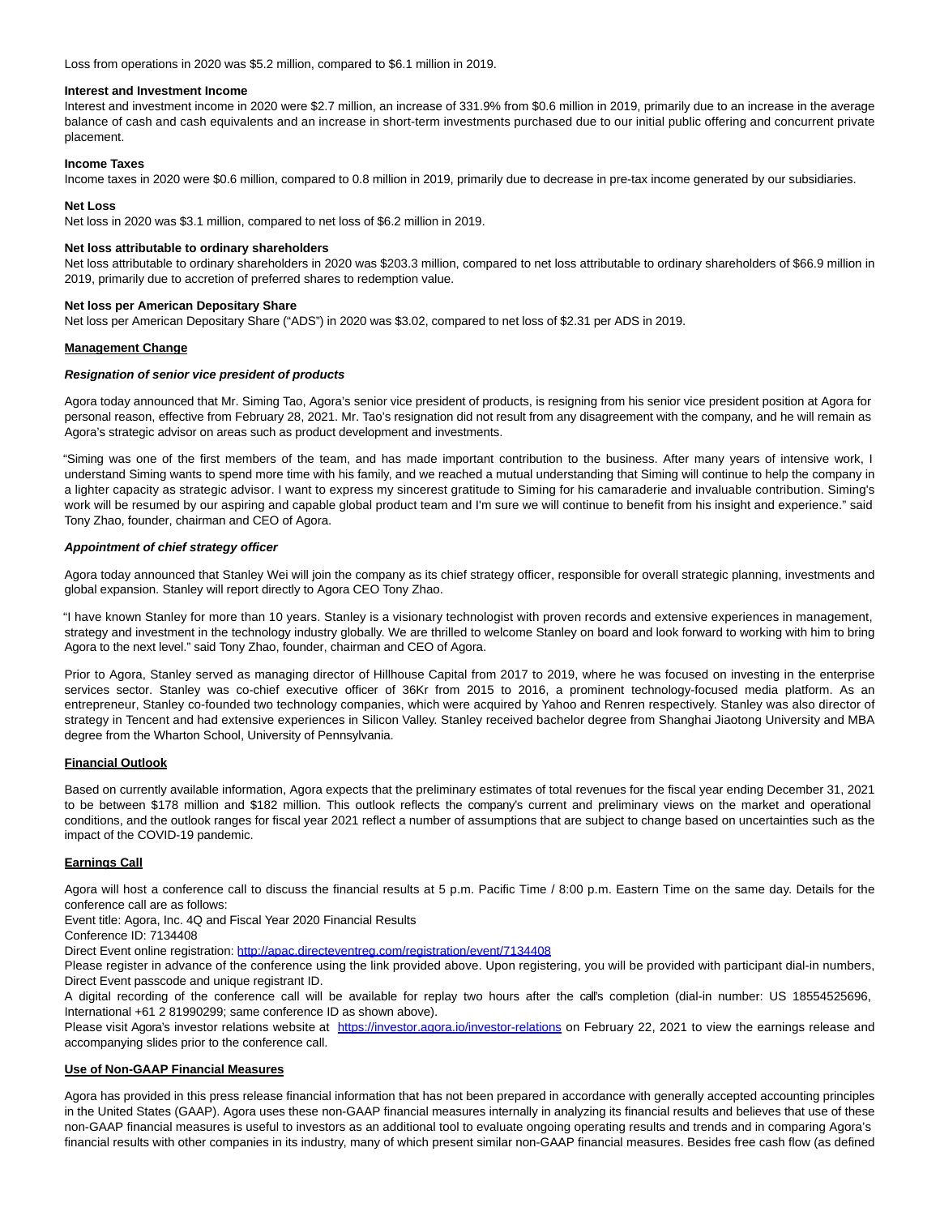Loss from operations in 2020 was $5.2 million, compared to $6.1 million in 2019.

**Interest and Investment Income**

Interest and investment income in 2020 were $2.7 million, an increase of 331.9% from $0.6 million in 2019, primarily due to an increase in the average balance of cash and cash equivalents and an increase in short-term investments purchased due to our initial public offering and concurrent private placement.

**Income Taxes**

Income taxes in 2020 were $0.6 million, compared to 0.8 million in 2019, primarily due to decrease in pre-tax income generated by our subsidiaries.

**Net Loss**

Net loss in 2020 was $3.1 million, compared to net loss of $6.2 million in 2019.

**Net loss attributable to ordinary shareholders**

Net loss attributable to ordinary shareholders in 2020 was $203.3 million, compared to net loss attributable to ordinary shareholders of $66.9 million in 2019, primarily due to accretion of preferred shares to redemption value.

**Net loss per American Depositary Share**

Net loss per American Depositary Share ("ADS") in 2020 was $3.02, compared to net loss of $2.31 per ADS in 2019.

## Management Change

***Resignation of senior vice president of products***

Agora today announced that Mr. Siming Tao, Agora's senior vice president of products, is resigning from his senior vice president position at Agora for personal reason, effective from February 28, 2021. Mr. Tao's resignation did not result from any disagreement with the company, and he will remain as Agora's strategic advisor on areas such as product development and investments.

"Siming was one of the first members of the team, and has made important contribution to the business. After many years of intensive work, I understand Siming wants to spend more time with his family, and we reached a mutual understanding that Siming will continue to help the company in a lighter capacity as strategic advisor. I want to express my sincerest gratitude to Siming for his camaraderie and invaluable contribution. Siming's work will be resumed by our aspiring and capable global product team and I'm sure we will continue to benefit from his insight and experience." said Tony Zhao, founder, chairman and CEO of Agora.

***Appointment of chief strategy officer***

Agora today announced that Stanley Wei will join the company as its chief strategy officer, responsible for overall strategic planning, investments and global expansion. Stanley will report directly to Agora CEO Tony Zhao.

"I have known Stanley for more than 10 years. Stanley is a visionary technologist with proven records and extensive experiences in management, strategy and investment in the technology industry globally. We are thrilled to welcome Stanley on board and look forward to working with him to bring Agora to the next level." said Tony Zhao, founder, chairman and CEO of Agora.

Prior to Agora, Stanley served as managing director of Hillhouse Capital from 2017 to 2019, where he was focused on investing in the enterprise services sector. Stanley was co-chief executive officer of 36Kr from 2015 to 2016, a prominent technology-focused media platform. As an entrepreneur, Stanley co-founded two technology companies, which were acquired by Yahoo and Renren respectively. Stanley was also director of strategy in Tencent and had extensive experiences in Silicon Valley. Stanley received bachelor degree from Shanghai Jiaotong University and MBA degree from the Wharton School, University of Pennsylvania.

## Financial Outlook

Based on currently available information, Agora expects that the preliminary estimates of total revenues for the fiscal year ending December 31, 2021 to be between $178 million and $182 million. This outlook reflects the company's current and preliminary views on the market and operational conditions, and the outlook ranges for fiscal year 2021 reflect a number of assumptions that are subject to change based on uncertainties such as the impact of the COVID-19 pandemic.

## Earnings Call

Agora will host a conference call to discuss the financial results at 5 p.m. Pacific Time / 8:00 p.m. Eastern Time on the same day. Details for the conference call are as follows:

Event title: Agora, Inc. 4Q and Fiscal Year 2020 Financial Results

Conference ID: 7134408

Direct Event online registration: http://apac.directeventreg.com/registration/event/7134408

Please register in advance of the conference using the link provided above. Upon registering, you will be provided with participant dial-in numbers, Direct Event passcode and unique registrant ID.

A digital recording of the conference call will be available for replay two hours after the call's completion (dial-in number: US 18554525696, International +61 2 81990299; same conference ID as shown above).

Please visit Agora's investor relations website at https://investor.agora.io/investor-relations on February 22, 2021 to view the earnings release and accompanying slides prior to the conference call.

## Use of Non-GAAP Financial Measures

Agora has provided in this press release financial information that has not been prepared in accordance with generally accepted accounting principles in the United States (GAAP). Agora uses these non-GAAP financial measures internally in analyzing its financial results and believes that use of these non-GAAP financial measures is useful to investors as an additional tool to evaluate ongoing operating results and trends and in comparing Agora's financial results with other companies in its industry, many of which present similar non-GAAP financial measures. Besides free cash flow (as defined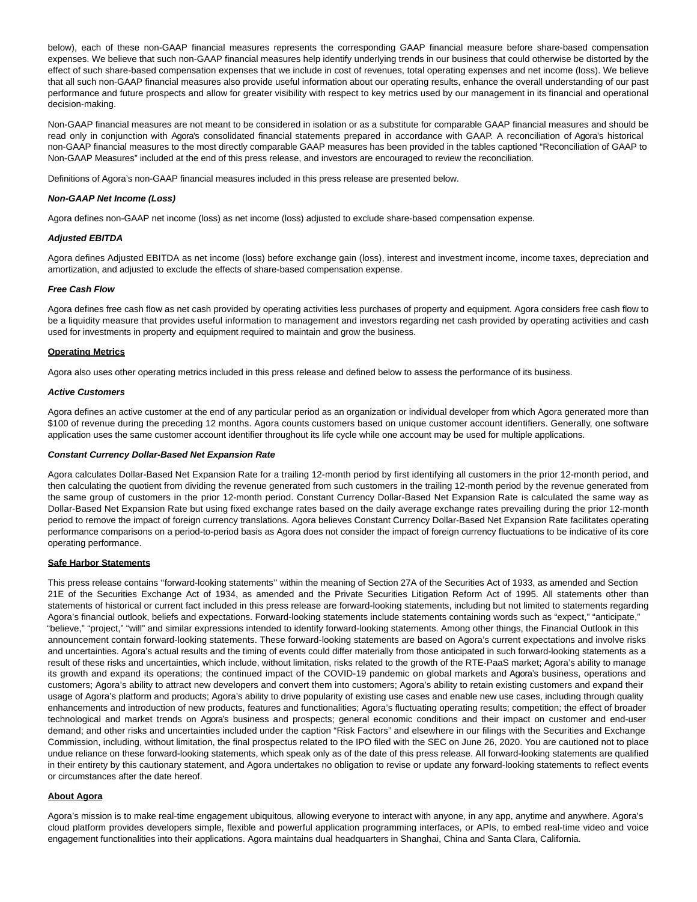below), each of these non-GAAP financial measures represents the corresponding GAAP financial measure before share-based compensation expenses. We believe that such non-GAAP financial measures help identify underlying trends in our business that could otherwise be distorted by the effect of such share-based compensation expenses that we include in cost of revenues, total operating expenses and net income (loss). We believe that all such non-GAAP financial measures also provide useful information about our operating results, enhance the overall understanding of our past performance and future prospects and allow for greater visibility with respect to key metrics used by our management in its financial and operational decision-making.

Non-GAAP financial measures are not meant to be considered in isolation or as a substitute for comparable GAAP financial measures and should be read only in conjunction with Agora's consolidated financial statements prepared in accordance with GAAP. A reconciliation of Agora's historical non-GAAP financial measures to the most directly comparable GAAP measures has been provided in the tables captioned "Reconciliation of GAAP to Non-GAAP Measures" included at the end of this press release, and investors are encouraged to review the reconciliation.

Definitions of Agora's non-GAAP financial measures included in this press release are presented below.

***Non-GAAP Net Income (Loss)***

Agora defines non-GAAP net income (loss) as net income (loss) adjusted to exclude share-based compensation expense.

***Adjusted EBITDA***

Agora defines Adjusted EBITDA as net income (loss) before exchange gain (loss), interest and investment income, income taxes, depreciation and amortization, and adjusted to exclude the effects of share-based compensation expense.

***Free Cash Flow***

Agora defines free cash flow as net cash provided by operating activities less purchases of property and equipment. Agora considers free cash flow to be a liquidity measure that provides useful information to management and investors regarding net cash provided by operating activities and cash used for investments in property and equipment required to maintain and grow the business.

**Operating Metrics**

Agora also uses other operating metrics included in this press release and defined below to assess the performance of its business.

***Active Customers***

Agora defines an active customer at the end of any particular period as an organization or individual developer from which Agora generated more than $100 of revenue during the preceding 12 months. Agora counts customers based on unique customer account identifiers. Generally, one software application uses the same customer account identifier throughout its life cycle while one account may be used for multiple applications.

***Constant Currency Dollar-Based Net Expansion Rate***

Agora calculates Dollar-Based Net Expansion Rate for a trailing 12-month period by first identifying all customers in the prior 12-month period, and then calculating the quotient from dividing the revenue generated from such customers in the trailing 12-month period by the revenue generated from the same group of customers in the prior 12-month period. Constant Currency Dollar-Based Net Expansion Rate is calculated the same way as Dollar-Based Net Expansion Rate but using fixed exchange rates based on the daily average exchange rates prevailing during the prior 12-month period to remove the impact of foreign currency translations. Agora believes Constant Currency Dollar-Based Net Expansion Rate facilitates operating performance comparisons on a period-to-period basis as Agora does not consider the impact of foreign currency fluctuations to be indicative of its core operating performance.

**Safe Harbor Statements**

This press release contains ''forward-looking statements'' within the meaning of Section 27A of the Securities Act of 1933, as amended and Section 21E of the Securities Exchange Act of 1934, as amended and the Private Securities Litigation Reform Act of 1995. All statements other than statements of historical or current fact included in this press release are forward-looking statements, including but not limited to statements regarding Agora's financial outlook, beliefs and expectations. Forward-looking statements include statements containing words such as "expect," "anticipate," "believe," "project," "will" and similar expressions intended to identify forward-looking statements. Among other things, the Financial Outlook in this announcement contain forward-looking statements. These forward-looking statements are based on Agora's current expectations and involve risks and uncertainties. Agora's actual results and the timing of events could differ materially from those anticipated in such forward-looking statements as a result of these risks and uncertainties, which include, without limitation, risks related to the growth of the RTE-PaaS market; Agora's ability to manage its growth and expand its operations; the continued impact of the COVID-19 pandemic on global markets and Agora's business, operations and customers; Agora's ability to attract new developers and convert them into customers; Agora's ability to retain existing customers and expand their usage of Agora's platform and products; Agora's ability to drive popularity of existing use cases and enable new use cases, including through quality enhancements and introduction of new products, features and functionalities; Agora's fluctuating operating results; competition; the effect of broader technological and market trends on Agora's business and prospects; general economic conditions and their impact on customer and end-user demand; and other risks and uncertainties included under the caption "Risk Factors" and elsewhere in our filings with the Securities and Exchange Commission, including, without limitation, the final prospectus related to the IPO filed with the SEC on June 26, 2020. You are cautioned not to place undue reliance on these forward-looking statements, which speak only as of the date of this press release. All forward-looking statements are qualified in their entirety by this cautionary statement, and Agora undertakes no obligation to revise or update any forward-looking statements to reflect events or circumstances after the date hereof.

**About Agora**

Agora's mission is to make real-time engagement ubiquitous, allowing everyone to interact with anyone, in any app, anytime and anywhere. Agora's cloud platform provides developers simple, flexible and powerful application programming interfaces, or APIs, to embed real-time video and voice engagement functionalities into their applications. Agora maintains dual headquarters in Shanghai, China and Santa Clara, California.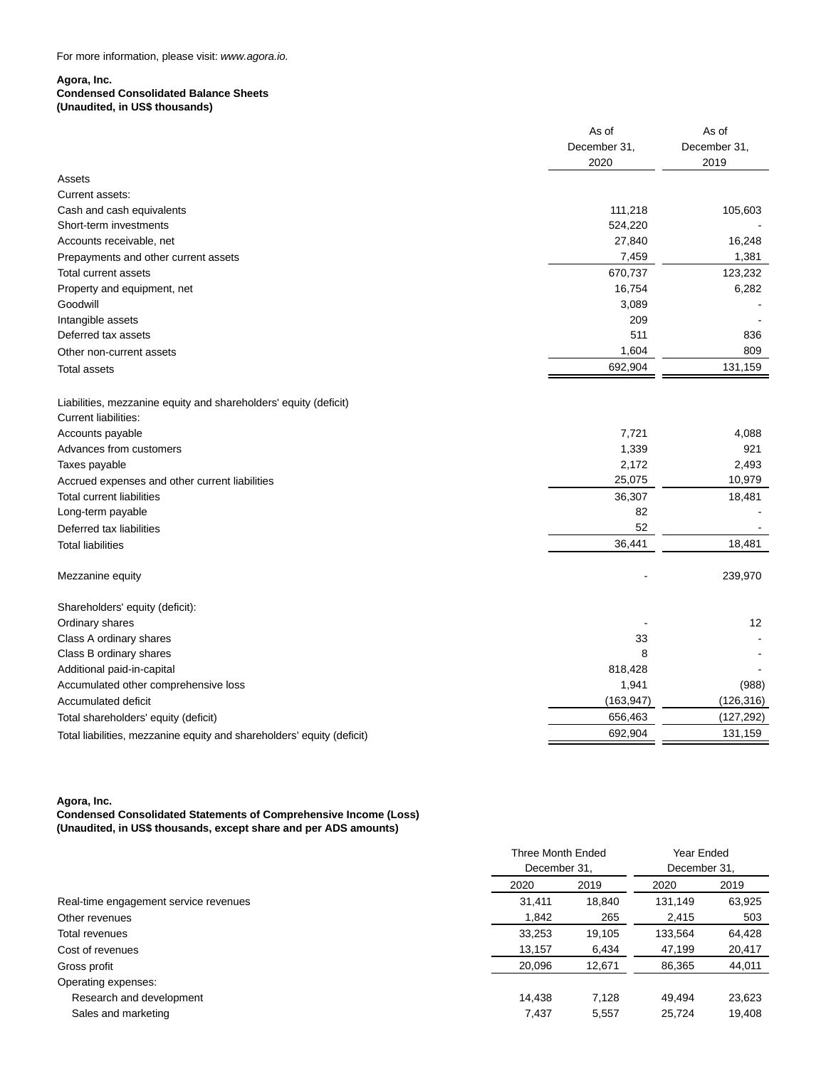For more information, please visit: *www.agora.io.*

**Agora, Inc.**
**Condensed Consolidated Balance Sheets**
**(Unaudited, in US$ thousands)**

| | As of December 31, 2020 | As of December 31, 2019 |
|---|---|---|
| Assets | | |
| Current assets: | | |
| Cash and cash equivalents | 111,218 | 105,603 |
| Short-term investments | 524,220 | - |
| Accounts receivable, net | 27,840 | 16,248 |
| Prepayments and other current assets | 7,459 | 1,381 |
| Total current assets | 670,737 | 123,232 |
| Property and equipment, net | 16,754 | 6,282 |
| Goodwill | 3,089 | - |
| Intangible assets | 209 | - |
| Deferred tax assets | 511 | 836 |
| Other non-current assets | 1,604 | 809 |
| Total assets | 692,904 | 131,159 |
| | | |
| Liabilities, mezzanine equity and shareholders' equity (deficit) | | |
| Current liabilities: | | |
| Accounts payable | 7,721 | 4,088 |
| Advances from customers | 1,339 | 921 |
| Taxes payable | 2,172 | 2,493 |
| Accrued expenses and other current liabilities | 25,075 | 10,979 |
| Total current liabilities | 36,307 | 18,481 |
| Long-term payable | 82 | - |
| Deferred tax liabilities | 52 | - |
| Total liabilities | 36,441 | 18,481 |
| | | |
| Mezzanine equity | - | 239,970 |
| | | |
| Shareholders' equity (deficit): | | |
| Ordinary shares | - | 12 |
| Class A ordinary shares | 33 | - |
| Class B ordinary shares | 8 | - |
| Additional paid-in-capital | 818,428 | - |
| Accumulated other comprehensive loss | 1,941 | (988) |
| Accumulated deficit | (163,947) | (126,316) |
| Total shareholders' equity (deficit) | 656,463 | (127,292) |
| Total liabilities, mezzanine equity and shareholders' equity (deficit) | 692,904 | 131,159 |

**Agora, Inc.**
**Condensed Consolidated Statements of Comprehensive Income (Loss)**
**(Unaudited, in US$ thousands, except share and per ADS amounts)**

| | Three Month Ended December 31, | | Year Ended December 31, | |
|---|---|---|---|---|
| | 2020 | 2019 | 2020 | 2019 |
| Real-time engagement service revenues | 31,411 | 18,840 | 131,149 | 63,925 |
| Other revenues | 1,842 | 265 | 2,415 | 503 |
| Total revenues | 33,253 | 19,105 | 133,564 | 64,428 |
| Cost of revenues | 13,157 | 6,434 | 47,199 | 20,417 |
| Gross profit | 20,096 | 12,671 | 86,365 | 44,011 |
| Operating expenses: | | | | |
| Research and development | 14,438 | 7,128 | 49,494 | 23,623 |
| Sales and marketing | 7,437 | 5,557 | 25,724 | 19,408 |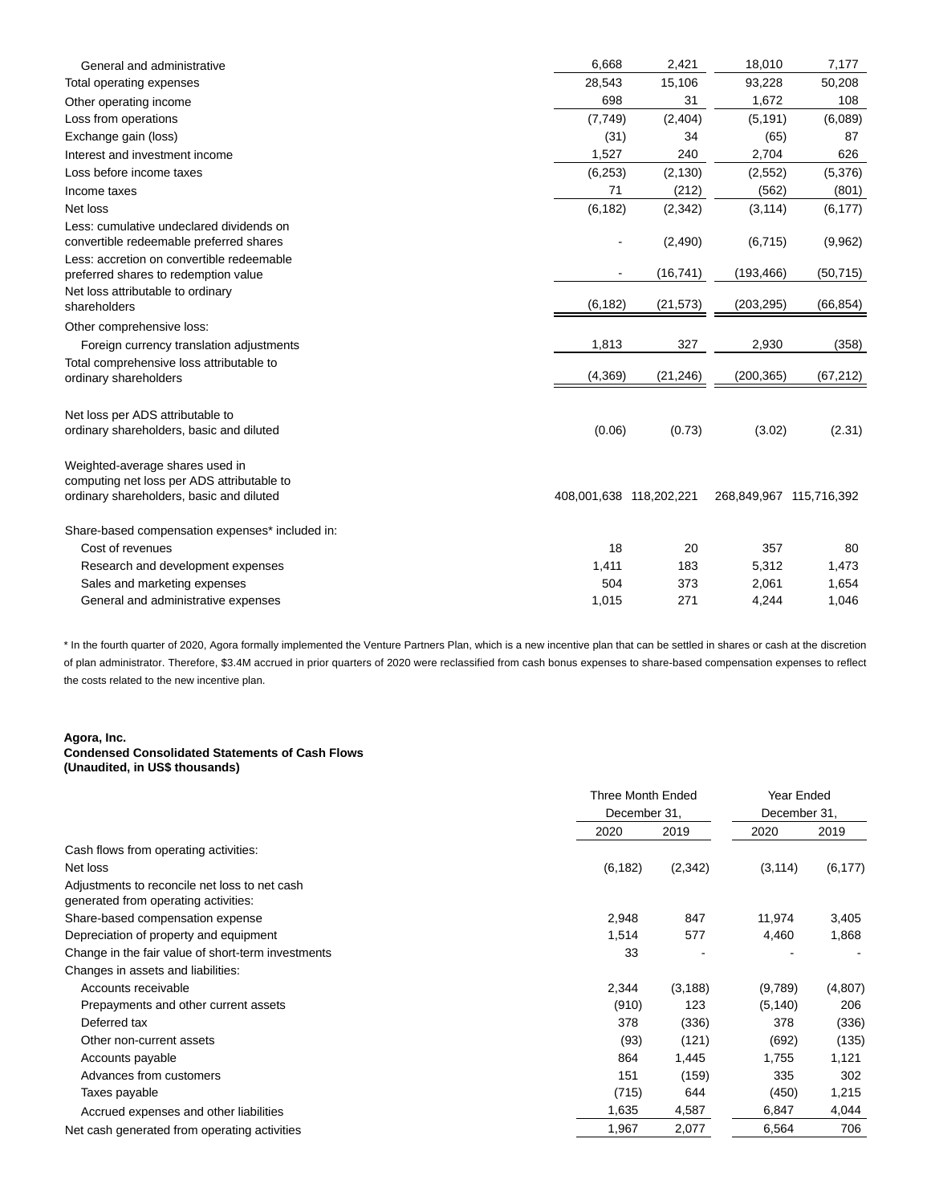| | | | | |
|---|---|---|---|---|
| General and administrative | 6,668 | 2,421 | 18,010 | 7,177 |
| Total operating expenses | 28,543 | 15,106 | 93,228 | 50,208 |
| Other operating income | 698 | 31 | 1,672 | 108 |
| Loss from operations | (7,749) | (2,404) | (5,191) | (6,089) |
| Exchange gain (loss) | (31) | 34 | (65) | 87 |
| Interest and investment income | 1,527 | 240 | 2,704 | 626 |
| Loss before income taxes | (6,253) | (2,130) | (2,552) | (5,376) |
| Income taxes | 71 | (212) | (562) | (801) |
| Net loss | (6,182) | (2,342) | (3,114) | (6,177) |
| Less: cumulative undeclared dividends on convertible redeemable preferred shares | - | (2,490) | (6,715) | (9,962) |
| Less: accretion on convertible redeemable preferred shares to redemption value | - | (16,741) | (193,466) | (50,715) |
| Net loss attributable to ordinary shareholders | (6,182) | (21,573) | (203,295) | (66,854) |
| Other comprehensive loss: | | | | |
| Foreign currency translation adjustments | 1,813 | 327 | 2,930 | (358) |
| Total comprehensive loss attributable to ordinary shareholders | (4,369) | (21,246) | (200,365) | (67,212) |
| Net loss per ADS attributable to ordinary shareholders, basic and diluted | (0.06) | (0.73) | (3.02) | (2.31) |
| Weighted-average shares used in computing net loss per ADS attributable to ordinary shareholders, basic and diluted | 408,001,638 | 118,202,221 | 268,849,967 | 115,716,392 |
| Share-based compensation expenses* included in: | | | | |
| Cost of revenues | 18 | 20 | 357 | 80 |
| Research and development expenses | 1,411 | 183 | 5,312 | 1,473 |
| Sales and marketing expenses | 504 | 373 | 2,061 | 1,654 |
| General and administrative expenses | 1,015 | 271 | 4,244 | 1,046 |

* In the fourth quarter of 2020, Agora formally implemented the Venture Partners Plan, which is a new incentive plan that can be settled in shares or cash at the discretion of plan administrator. Therefore, $3.4M accrued in prior quarters of 2020 were reclassified from cash bonus expenses to share-based compensation expenses to reflect the costs related to the new incentive plan.

**Agora, Inc.**
**Condensed Consolidated Statements of Cash Flows**
**(Unaudited, in US$ thousands)**

| | Three Month Ended December 31, | | Year Ended December 31, | |
|---|---|---|---|---|
| | 2020 | 2019 | 2020 | 2019 |
| Cash flows from operating activities: | | | | |
| Net loss | (6,182) | (2,342) | (3,114) | (6,177) |
| Adjustments to reconcile net loss to net cash generated from operating activities: | | | | |
| Share-based compensation expense | 2,948 | 847 | 11,974 | 3,405 |
| Depreciation of property and equipment | 1,514 | 577 | 4,460 | 1,868 |
| Change in the fair value of short-term investments | 33 | - | - | - |
| Changes in assets and liabilities: | | | | |
| Accounts receivable | 2,344 | (3,188) | (9,789) | (4,807) |
| Prepayments and other current assets | (910) | 123 | (5,140) | 206 |
| Deferred tax | 378 | (336) | 378 | (336) |
| Other non-current assets | (93) | (121) | (692) | (135) |
| Accounts payable | 864 | 1,445 | 1,755 | 1,121 |
| Advances from customers | 151 | (159) | 335 | 302 |
| Taxes payable | (715) | 644 | (450) | 1,215 |
| Accrued expenses and other liabilities | 1,635 | 4,587 | 6,847 | 4,044 |
| Net cash generated from operating activities | 1,967 | 2,077 | 6,564 | 706 |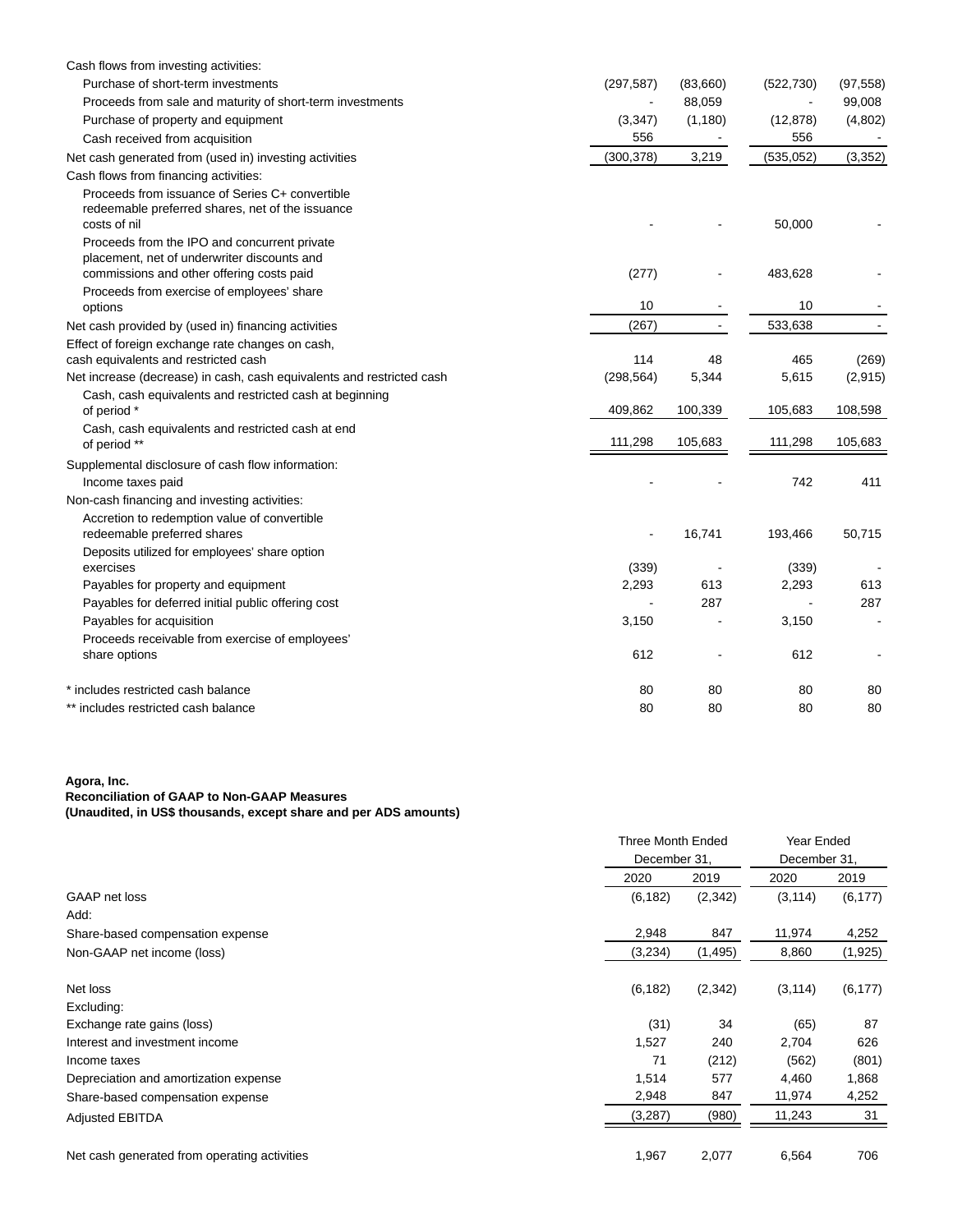| | | | | |
|---|---|---|---|---|
| Cash flows from investing activities: | | | | |
| Purchase of short-term investments | (297,587) | (83,660) | (522,730) | (97,558) |
| Proceeds from sale and maturity of short-term investments | - | 88,059 | - | 99,008 |
| Purchase of property and equipment | (3,347) | (1,180) | (12,878) | (4,802) |
| Cash received from acquisition | 556 | - | 556 | - |
| Net cash generated from (used in) investing activities | (300,378) | 3,219 | (535,052) | (3,352) |
| Cash flows from financing activities: | | | | |
| Proceeds from issuance of Series C+ convertible redeemable preferred shares, net of the issuance costs of nil | - | - | 50,000 | - |
| Proceeds from the IPO and concurrent private placement, net of underwriter discounts and commissions and other offering costs paid | (277) | - | 483,628 | - |
| Proceeds from exercise of employees' share options | 10 | - | 10 | - |
| Net cash provided by (used in) financing activities | (267) | - | 533,638 | - |
| Effect of foreign exchange rate changes on cash, cash equivalents and restricted cash | 114 | 48 | 465 | (269) |
| Net increase (decrease) in cash, cash equivalents and restricted cash | (298,564) | 5,344 | 5,615 | (2,915) |
| Cash, cash equivalents and restricted cash at beginning of period * | 409,862 | 100,339 | 105,683 | 108,598 |
| Cash, cash equivalents and restricted cash at end of period ** | 111,298 | 105,683 | 111,298 | 105,683 |
| Supplemental disclosure of cash flow information: | | | | |
| Income taxes paid | - | - | 742 | 411 |
| Non-cash financing and investing activities: | | | | |
| Accretion to redemption value of convertible redeemable preferred shares | - | 16,741 | 193,466 | 50,715 |
| Deposits utilized for employees' share option exercises | (339) | - | (339) | - |
| Payables for property and equipment | 2,293 | 613 | 2,293 | 613 |
| Payables for deferred initial public offering cost | - | 287 | - | 287 |
| Payables for acquisition | 3,150 | - | 3,150 | - |
| Proceeds receivable from exercise of employees' share options | 612 | - | 612 | - |
| * includes restricted cash balance | 80 | 80 | 80 | 80 |
| ** includes restricted cash balance | 80 | 80 | 80 | 80 |

**Agora, Inc.**
**Reconciliation of GAAP to Non-GAAP Measures**
**(Unaudited, in US$ thousands, except share and per ADS amounts)**

| | Three Month Ended December 31, | | Year Ended December 31, | |
|---|---|---|---|---|
| | 2020 | 2019 | 2020 | 2019 |
| GAAP net loss | (6,182) | (2,342) | (3,114) | (6,177) |
| Add: | | | | |
| Share-based compensation expense | 2,948 | 847 | 11,974 | 4,252 |
| Non-GAAP net income (loss) | (3,234) | (1,495) | 8,860 | (1,925) |
| | | | | |
| Net loss | (6,182) | (2,342) | (3,114) | (6,177) |
| Excluding: | | | | |
| Exchange rate gains (loss) | (31) | 34 | (65) | 87 |
| Interest and investment income | 1,527 | 240 | 2,704 | 626 |
| Income taxes | 71 | (212) | (562) | (801) |
| Depreciation and amortization expense | 1,514 | 577 | 4,460 | 1,868 |
| Share-based compensation expense | 2,948 | 847 | 11,974 | 4,252 |
| Adjusted EBITDA | (3,287) | (980) | 11,243 | 31 |
| | | | | |
| Net cash generated from operating activities | 1,967 | 2,077 | 6,564 | 706 |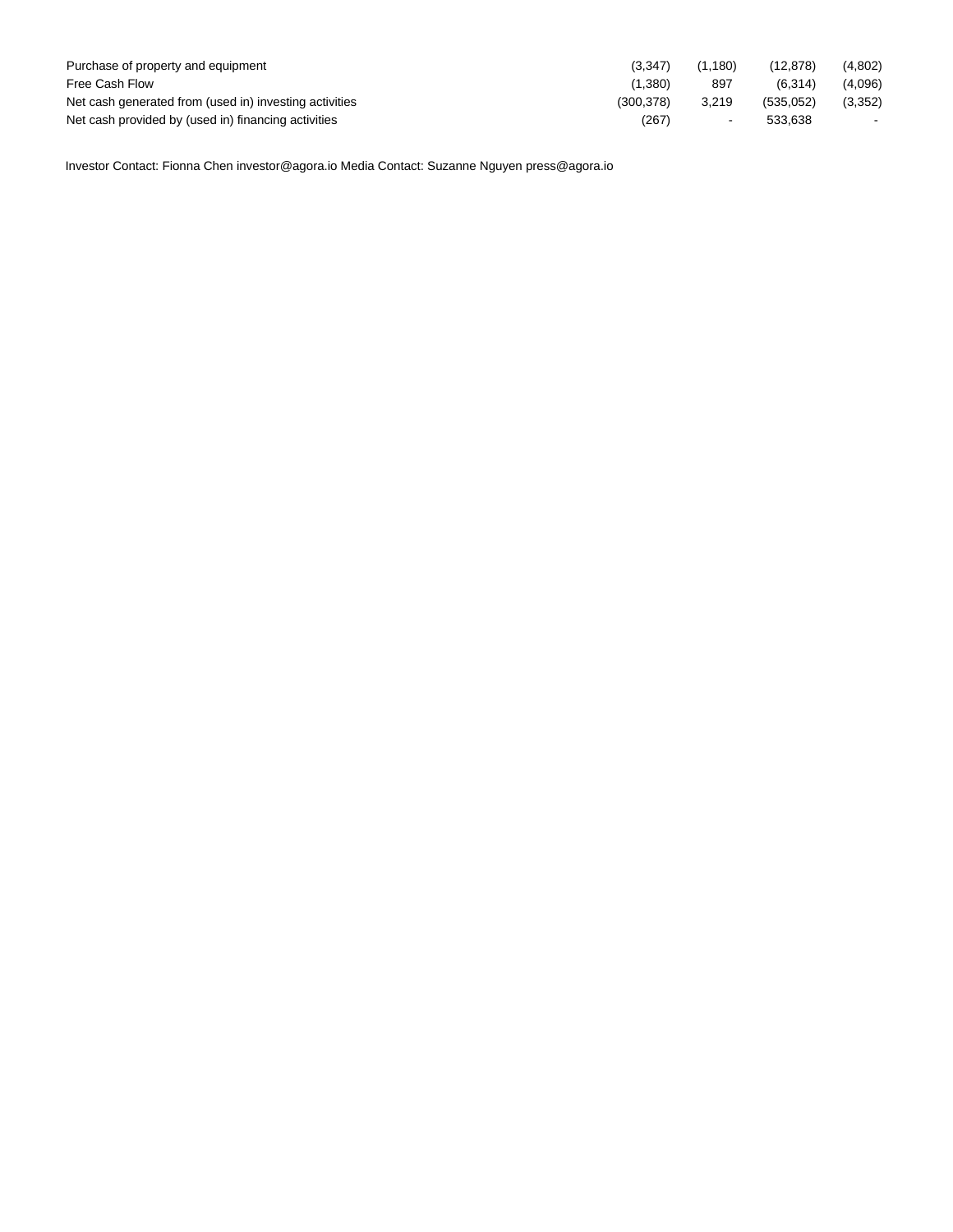| | | | | |
|---|---|---|---|---|
| Purchase of property and equipment | (3,347) | (1,180) | (12,878) | (4,802) |
| Free Cash Flow | (1,380) | 897 | (6,314) | (4,096) |
| Net cash generated from (used in) investing activities | (300,378) | 3,219 | (535,052) | (3,352) |
| Net cash provided by (used in) financing activities | (267) | - | 533,638 | - |

Investor Contact: Fionna Chen investor@agora.io Media Contact: Suzanne Nguyen press@agora.io